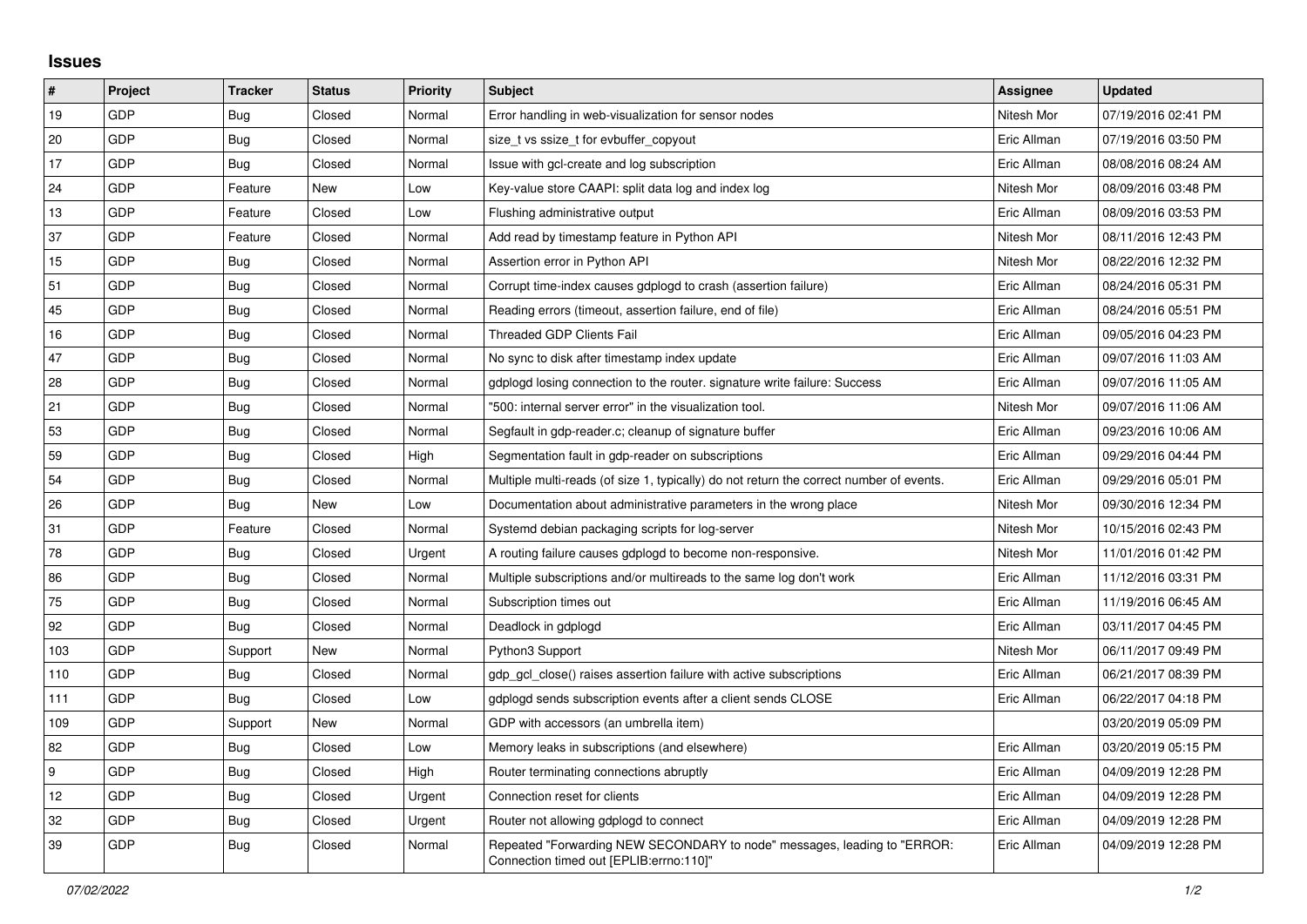# Issues

| # | Project | Tracker | Status | Priority | Subject | Assignee | Updated |
|---|---|---|---|---|---|---|---|
| 19 | GDP | Bug | Closed | Normal | Error handling in web-visualization for sensor nodes | Nitesh Mor | 07/19/2016 02:41 PM |
| 20 | GDP | Bug | Closed | Normal | size_t vs ssize_t for evbuffer_copyout | Eric Allman | 07/19/2016 03:50 PM |
| 17 | GDP | Bug | Closed | Normal | Issue with gcl-create and log subscription | Eric Allman | 08/08/2016 08:24 AM |
| 24 | GDP | Feature | New | Low | Key-value store CAAPI: split data log and index log | Nitesh Mor | 08/09/2016 03:48 PM |
| 13 | GDP | Feature | Closed | Low | Flushing administrative output | Eric Allman | 08/09/2016 03:53 PM |
| 37 | GDP | Feature | Closed | Normal | Add read by timestamp feature in Python API | Nitesh Mor | 08/11/2016 12:43 PM |
| 15 | GDP | Bug | Closed | Normal | Assertion error in Python API | Nitesh Mor | 08/22/2016 12:32 PM |
| 51 | GDP | Bug | Closed | Normal | Corrupt time-index causes gdplogd to crash (assertion failure) | Eric Allman | 08/24/2016 05:31 PM |
| 45 | GDP | Bug | Closed | Normal | Reading errors (timeout, assertion failure, end of file) | Eric Allman | 08/24/2016 05:51 PM |
| 16 | GDP | Bug | Closed | Normal | Threaded GDP Clients Fail | Eric Allman | 09/05/2016 04:23 PM |
| 47 | GDP | Bug | Closed | Normal | No sync to disk after timestamp index update | Eric Allman | 09/07/2016 11:03 AM |
| 28 | GDP | Bug | Closed | Normal | gdplogd losing connection to the router. signature write failure: Success | Eric Allman | 09/07/2016 11:05 AM |
| 21 | GDP | Bug | Closed | Normal | "500: internal server error" in the visualization tool. | Nitesh Mor | 09/07/2016 11:06 AM |
| 53 | GDP | Bug | Closed | Normal | Segfault in gdp-reader.c; cleanup of signature buffer | Eric Allman | 09/23/2016 10:06 AM |
| 59 | GDP | Bug | Closed | High | Segmentation fault in gdp-reader on subscriptions | Eric Allman | 09/29/2016 04:44 PM |
| 54 | GDP | Bug | Closed | Normal | Multiple multi-reads (of size 1, typically) do not return the correct number of events. | Eric Allman | 09/29/2016 05:01 PM |
| 26 | GDP | Bug | New | Low | Documentation about administrative parameters in the wrong place | Nitesh Mor | 09/30/2016 12:34 PM |
| 31 | GDP | Feature | Closed | Normal | Systemd debian packaging scripts for log-server | Nitesh Mor | 10/15/2016 02:43 PM |
| 78 | GDP | Bug | Closed | Urgent | A routing failure causes gdplogd to become non-responsive. | Nitesh Mor | 11/01/2016 01:42 PM |
| 86 | GDP | Bug | Closed | Normal | Multiple subscriptions and/or multireads to the same log don't work | Eric Allman | 11/12/2016 03:31 PM |
| 75 | GDP | Bug | Closed | Normal | Subscription times out | Eric Allman | 11/19/2016 06:45 AM |
| 92 | GDP | Bug | Closed | Normal | Deadlock in gdplogd | Eric Allman | 03/11/2017 04:45 PM |
| 103 | GDP | Support | New | Normal | Python3 Support | Nitesh Mor | 06/11/2017 09:49 PM |
| 110 | GDP | Bug | Closed | Normal | gdp_gcl_close() raises assertion failure with active subscriptions | Eric Allman | 06/21/2017 08:39 PM |
| 111 | GDP | Bug | Closed | Low | gdplogd sends subscription events after a client sends CLOSE | Eric Allman | 06/22/2017 04:18 PM |
| 109 | GDP | Support | New | Normal | GDP with accessors (an umbrella item) | | 03/20/2019 05:09 PM |
| 82 | GDP | Bug | Closed | Low | Memory leaks in subscriptions (and elsewhere) | Eric Allman | 03/20/2019 05:15 PM |
| 9 | GDP | Bug | Closed | High | Router terminating connections abruptly | Eric Allman | 04/09/2019 12:28 PM |
| 12 | GDP | Bug | Closed | Urgent | Connection reset for clients | Eric Allman | 04/09/2019 12:28 PM |
| 32 | GDP | Bug | Closed | Urgent | Router not allowing gdplogd to connect | Eric Allman | 04/09/2019 12:28 PM |
| 39 | GDP | Bug | Closed | Normal | Repeated "Forwarding NEW SECONDARY to node" messages, leading to "ERROR: Connection timed out [EPLIB:errno:110]" | Eric Allman | 04/09/2019 12:28 PM |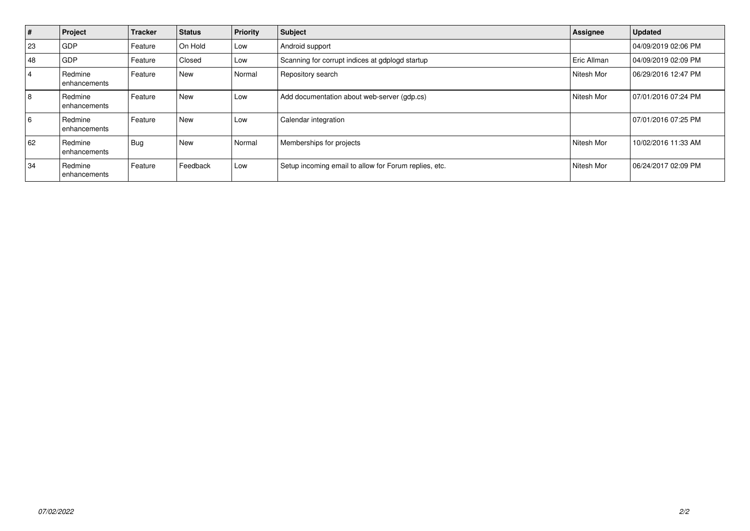| # | Project | Tracker | Status | Priority | Subject | Assignee | Updated |
|---|---|---|---|---|---|---|---|
| 23 | GDP | Feature | On Hold | Low | Android support | | 04/09/2019 02:06 PM |
| 48 | GDP | Feature | Closed | Low | Scanning for corrupt indices at gdplogd startup | Eric Allman | 04/09/2019 02:09 PM |
| 4 | Redmine enhancements | Feature | New | Normal | Repository search | Nitesh Mor | 06/29/2016 12:47 PM |
| 8 | Redmine enhancements | Feature | New | Low | Add documentation about web-server (gdp.cs) | Nitesh Mor | 07/01/2016 07:24 PM |
| 6 | Redmine enhancements | Feature | New | Low | Calendar integration | | 07/01/2016 07:25 PM |
| 62 | Redmine enhancements | Bug | New | Normal | Memberships for projects | Nitesh Mor | 10/02/2016 11:33 AM |
| 34 | Redmine enhancements | Feature | Feedback | Low | Setup incoming email to allow for Forum replies, etc. | Nitesh Mor | 06/24/2017 02:09 PM |